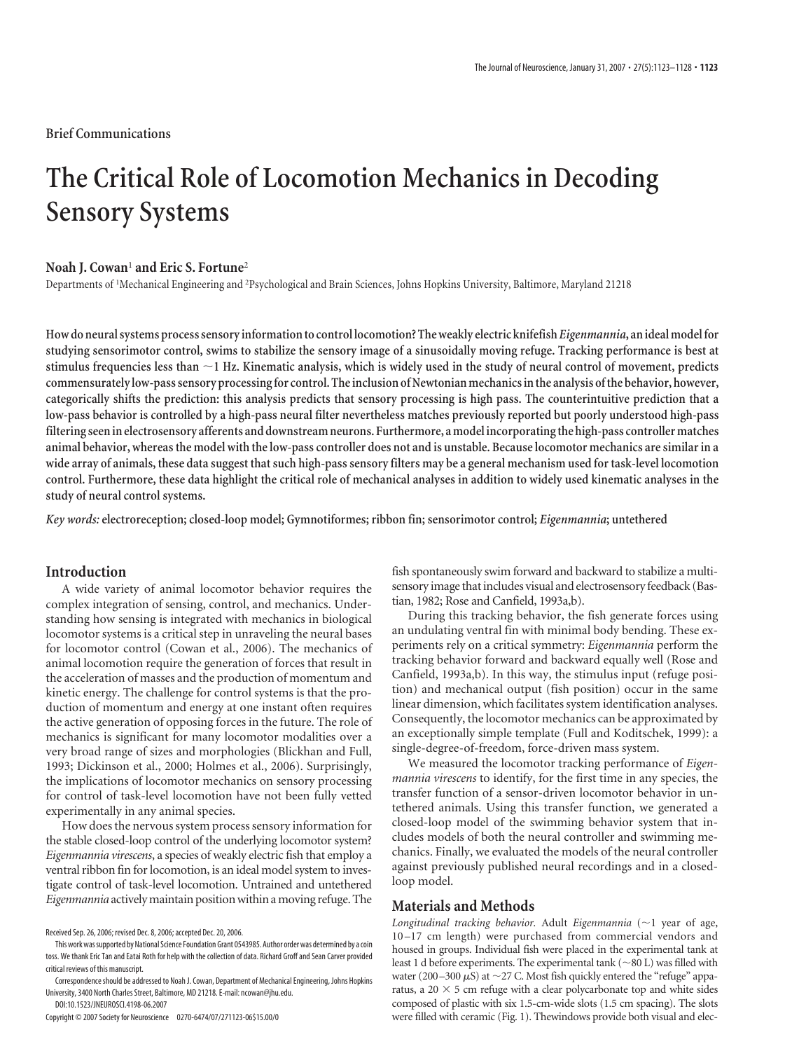**Brief Communications**

# The Critical Role of Locomotion Mechanics in Decoding Sensory Systems

**Noah J. Cowan**[1] **and Eric S. Fortune**[2]

Departments of [1]Mechanical Engineering and [2]Psychological and Brain Sciences, Johns Hopkins University, Baltimore, Maryland 21218

**How do neural systems process sensory information to control locomotion? The weakly electric knifefish *Eigenmannia*, an ideal model for studying sensorimotor control, swims to stabilize the sensory image of a sinusoidally moving refuge. Tracking performance is best at stimulus frequencies less than ~1 Hz. Kinematic analysis, which is widely used in the study of neural control of movement, predicts commensurately low-pass sensory processing for control. The inclusion of Newtonian mechanics in the analysis of the behavior, however, categorically shifts the prediction: this analysis predicts that sensory processing is high pass. The counterintuitive prediction that a low-pass behavior is controlled by a high-pass neural filter nevertheless matches previously reported but poorly understood high-pass filtering seen in electrosensory afferents and downstream neurons. Furthermore, a model incorporating the high-pass controller matches animal behavior, whereas the model with the low-pass controller does not and is unstable. Because locomotor mechanics are similar in a wide array of animals, these data suggest that such high-pass sensory filters may be a general mechanism used for task-level locomotion control. Furthermore, these data highlight the critical role of mechanical analyses in addition to widely used kinematic analyses in the study of neural control systems.**

*Key words:* **electroreception; closed-loop model; Gymnotiformes; ribbon fin; sensorimotor control; *Eigenmannia*; untethered**

## Introduction

A wide variety of animal locomotor behavior requires the complex integration of sensing, control, and mechanics. Understanding how sensing is integrated with mechanics in biological locomotor systems is a critical step in unraveling the neural bases for locomotor control (Cowan et al., 2006). The mechanics of animal locomotion require the generation of forces that result in the acceleration of masses and the production of momentum and kinetic energy. The challenge for control systems is that the production of momentum and energy at one instant often requires the active generation of opposing forces in the future. The role of mechanics is significant for many locomotor modalities over a very broad range of sizes and morphologies (Blickhan and Full, 1993; Dickinson et al., 2000; Holmes et al., 2006). Surprisingly, the implications of locomotor mechanics on sensory processing for control of task-level locomotion have not been fully vetted experimentally in any animal species.

How does the nervous system process sensory information for the stable closed-loop control of the underlying locomotor system? *Eigenmannia virescens*, a species of weakly electric fish that employ a ventral ribbon fin for locomotion, is an ideal model system to investigate control of task-level locomotion. Untrained and untethered *Eigenmannia* actively maintain position within a moving refuge. The fish spontaneously swim forward and backward to stabilize a multisensory image that includes visual and electrosensory feedback (Bastian, 1982; Rose and Canfield, 1993a,b).

During this tracking behavior, the fish generate forces using an undulating ventral fin with minimal body bending. These experiments rely on a critical symmetry: *Eigenmannia* perform the tracking behavior forward and backward equally well (Rose and Canfield, 1993a,b). In this way, the stimulus input (refuge position) and mechanical output (fish position) occur in the same linear dimension, which facilitates system identification analyses. Consequently, the locomotor mechanics can be approximated by an exceptionally simple template (Full and Koditschek, 1999): a single-degree-of-freedom, force-driven mass system.

We measured the locomotor tracking performance of *Eigenmannia virescens* to identify, for the first time in any species, the transfer function of a sensor-driven locomotor behavior in untethered animals. Using this transfer function, we generated a closed-loop model of the swimming behavior system that includes models of both the neural controller and swimming mechanics. Finally, we evaluated the models of the neural controller against previously published neural recordings and in a closed-loop model.

## Materials and Methods

*Longitudinal tracking behavior.* Adult *Eigenmannia* (~1 year of age, 10–17 cm length) were purchased from commercial vendors and housed in groups. Individual fish were placed in the experimental tank at least 1 d before experiments. The experimental tank (~80 L) was filled with water (200–300 $\mu$S) at ~27 C. Most fish quickly entered the "refuge" apparatus, a 20 × 5 cm refuge with a clear polycarbonate top and white sides composed of plastic with six 1.5-cm-wide slots (1.5 cm spacing). The slots were filled with ceramic (Fig. 1). The windows provide both visual and elec-

Received Sep. 26, 2006; revised Dec. 8, 2006; accepted Dec. 20, 2006.

This work was supported by National Science Foundation Grant 0543985. Author order was determined by a coin toss. We thank Eric Tan and Eatai Roth for help with the collection of data. Richard Groff and Sean Carver provided critical reviews of this manuscript.

Correspondence should be addressed to Noah J. Cowan, Department of Mechanical Engineering, Johns Hopkins University, 3400 North Charles Street, Baltimore, MD 21218. E-mail: ncowan@jhu.edu.

DOI:10.1523/JNEUROSCI.4198-06.2007

Copyright © 2007 Society for Neuroscience 0270-6474/07/271123-06$15.00/0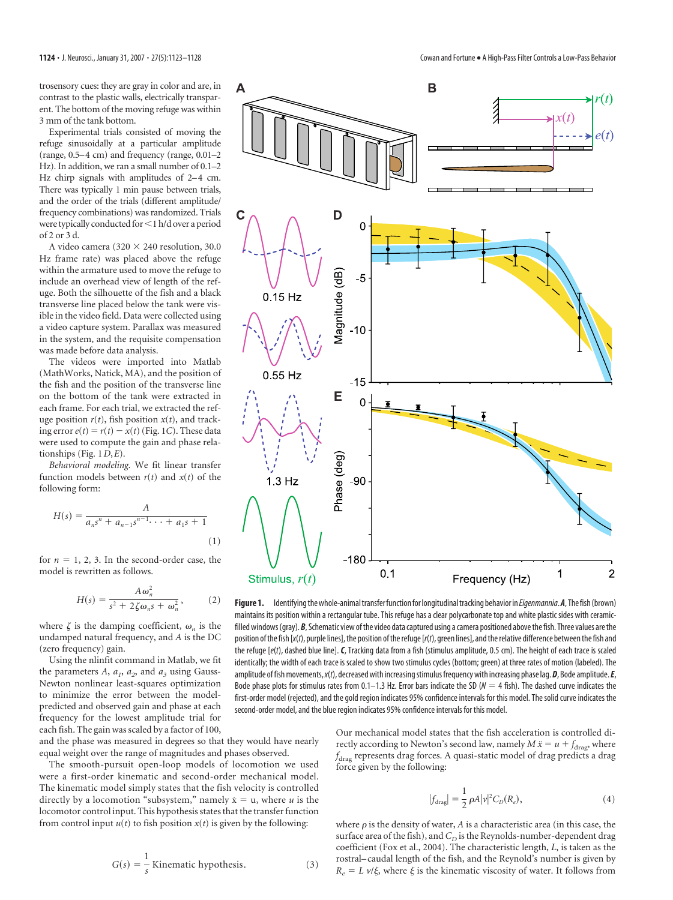trosensory cues: they are gray in color and are, in contrast to the plastic walls, electrically transparent. The bottom of the moving refuge was within 3 mm of the tank bottom.

Experimental trials consisted of moving the refuge sinusoidally at a particular amplitude (range, 0.5–4 cm) and frequency (range, 0.01–2 Hz). In addition, we ran a small number of 0.1–2 Hz chirp signals with amplitudes of 2–4 cm. There was typically 1 min pause between trials, and the order of the trials (different amplitude/frequency combinations) was randomized. Trials were typically conducted for <1 h/d over a period of 2 or 3 d.

A video camera (320 × 240 resolution, 30.0 Hz frame rate) was placed above the refuge within the armature used to move the refuge to include an overhead view of length of the refuge. Both the silhouette of the fish and a black transverse line placed below the tank were visible in the video field. Data were collected using a video capture system. Parallax was measured in the system, and the requisite compensation was made before data analysis.

The videos were imported into Matlab (MathWorks, Natick, MA), and the position of the fish and the position of the transverse line on the bottom of the tank were extracted in each frame. For each trial, we extracted the refuge position $r(t)$, fish position $x(t)$, and tracking error $e(t) = r(t) - x(t)$ (Fig. 1C). These data were used to compute the gain and phase relationships (Fig. 1D,E).

*Behavioral modeling.* We fit linear transfer function models between $r(t)$ and $x(t)$ of the following form:

$$H(s) = \frac{A}{a_n s^n + a_{n-1} s^{n-1} \cdots + a_1 s + 1} \tag{1}$$

for $n = 1, 2, 3$. In the second-order case, the model is rewritten as follows.

$$H(s) = \frac{A\omega_n^2}{s^2 + 2\zeta\omega_n s + \omega_n^2}, \tag{2}$$

where $\zeta$ is the damping coefficient, $\omega_n$ is the undamped natural frequency, and $A$ is the DC (zero frequency) gain.

Using the nlinfit command in Matlab, we fit the parameters $A$, $a_1$, $a_2$, and $a_3$ using Gauss-Newton nonlinear least-squares optimization to minimize the error between the model-predicted and observed gain and phase at each frequency for the lowest amplitude trial for each fish. The gain was scaled by a factor of 100, and the phase was measured in degrees so that they would have nearly equal weight over the range of magnitudes and phases observed.

The smooth-pursuit open-loop models of locomotion we used were a first-order kinematic and second-order mechanical model. The kinematic model simply states that the fish velocity is controlled directly by a locomotion "subsystem," namely $\dot{x} = u$, where $u$ is the locomotor control input. This hypothesis states that the transfer function from control input $u(t)$ to fish position $x(t)$ is given by the following:

$$G(s) = \frac{1}{s}\ \text{Kinematic hypothesis.} \tag{3}$$

**Figure 1.** Identifying the whole-animal transfer function for longitudinal tracking behavior in *Eigenmannia*. ***A***, The fish (brown) maintains its position within a rectangular tube. This refuge has a clear polycarbonate top and white plastic sides with ceramic-filled windows (gray). ***B***, Schematic view of the video data captured using a camera positioned above the fish. Three values are the position of the fish [$x(t)$, purple lines], the position of the refuge [$r(t)$, green lines], and the relative difference between the fish and the refuge [$e(t)$, dashed blue line]. ***C***, Tracking data from a fish (stimulus amplitude, 0.5 cm). The height of each trace is scaled identically; the width of each trace is scaled to show two stimulus cycles (bottom; green) at three rates of motion (labeled). The amplitude of fish movements, $x(t)$, decreased with increasing stimulus frequency with increasing phase lag. ***D***, Bode amplitude. ***E***, Bode phase plots for stimulus rates from 0.1–1.3 Hz. Error bars indicate the SD ($N = 4$ fish). The dashed curve indicates the first-order model (rejected), and the gold region indicates 95% confidence intervals for this model. The solid curve indicates the second-order model, and the blue region indicates 95% confidence intervals for this model.

Our mechanical model states that the fish acceleration is controlled directly according to Newton's second law, namely $M\ddot{x} = u + f_{\text{drag}}$, where $f_{\text{drag}}$ represents drag forces. A quasi-static model of drag predicts a drag force given by the following:

$$|f_{\text{drag}}| = \frac{1}{2}\rho A|v|^2 C_D(R_e), \tag{4}$$

where $\rho$ is the density of water, $A$ is a characteristic area (in this case, the surface area of the fish), and $C_D$ is the Reynolds-number-dependent drag coefficient (Fox et al., 2004). The characteristic length, $L$, is taken as the rostral–caudal length of the fish, and the Reynold's number is given by $R_e = L\,v/\xi$, where $\xi$ is the kinematic viscosity of water. It follows from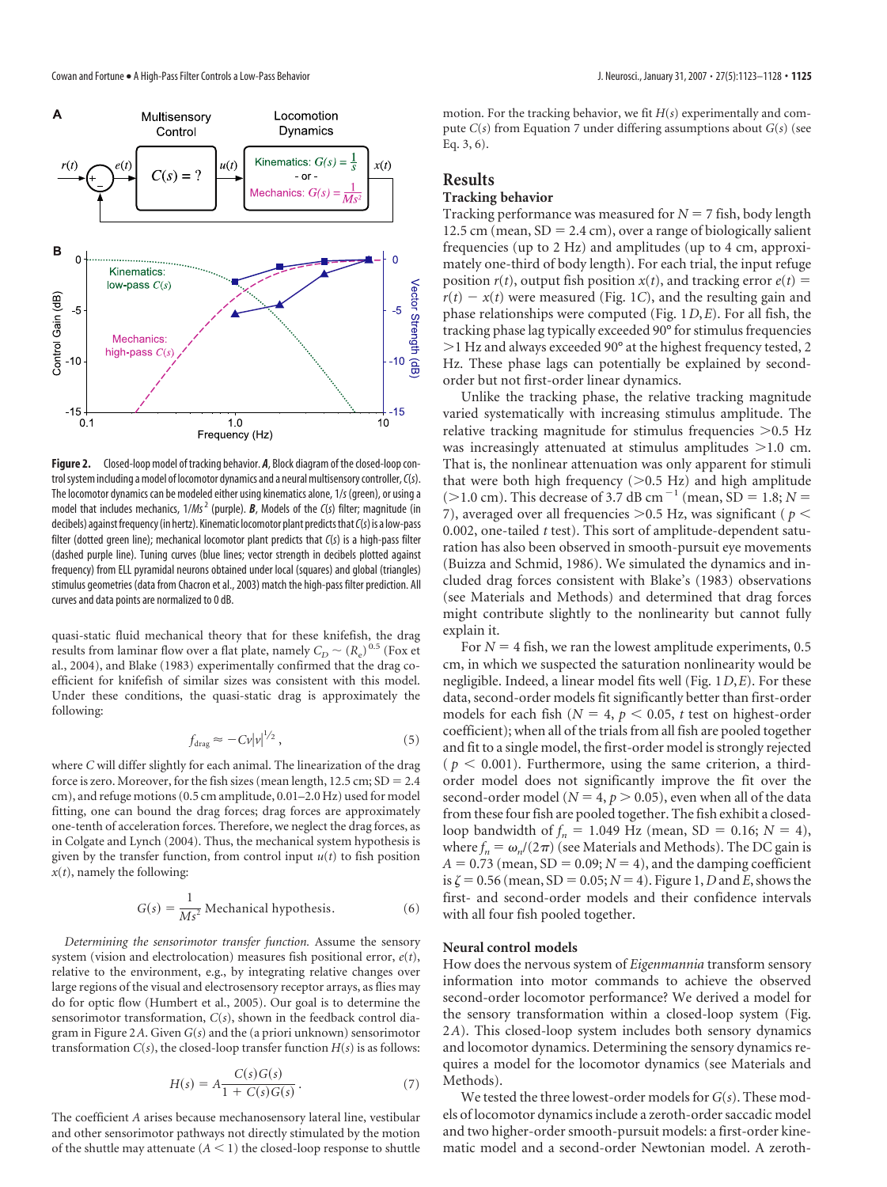**Figure 2.** Closed-loop model of tracking behavior. ***A***, Block diagram of the closed-loop control system including a model of locomotor dynamics and a neural multisensory controller, $C(s)$. The locomotor dynamics can be modeled either using kinematics alone, $1/s$ (green), or using a model that includes mechanics, $1/Ms^2$ (purple). ***B***, Models of the $C(s)$ filter; magnitude (in decibels) against frequency (in hertz). Kinematic locomotor plant predicts that $C(s)$ is a low-pass filter (dotted green line); mechanical locomotor plant predicts that $C(s)$ is a high-pass filter (dashed purple line). Tuning curves (blue lines; vector strength in decibels plotted against frequency) from ELL pyramidal neurons obtained under local (squares) and global (triangles) stimulus geometries (data from Chacron et al., 2003) match the high-pass filter prediction. All curves and data points are normalized to 0 dB.

quasi-static fluid mechanical theory that for these knifefish, the drag results from laminar flow over a flat plate, namely $C_D \sim (R_e)^{0.5}$ (Fox et al., 2004), and Blake (1983) experimentally confirmed that the drag coefficient for knifefish of similar sizes was consistent with this model. Under these conditions, the quasi-static drag is approximately the following:

$$f_{\text{drag}} \approx -Cv|v|^{1/2}, \tag{5}$$

where $C$ will differ slightly for each animal. The linearization of the drag force is zero. Moreover, for the fish sizes (mean length, 12.5 cm; SD = 2.4 cm), and refuge motions (0.5 cm amplitude, 0.01–2.0 Hz) used for model fitting, one can bound the drag forces; drag forces are approximately one-tenth of acceleration forces. Therefore, we neglect the drag forces, as in Colgate and Lynch (2004). Thus, the mechanical system hypothesis is given by the transfer function, from control input $u(t)$ to fish position $x(t)$, namely the following:

$$G(s) = \frac{1}{Ms^2} \text{ Mechanical hypothesis.} \tag{6}$$

*Determining the sensorimotor transfer function.* Assume the sensory system (vision and electrolocation) measures fish positional error, $e(t)$, relative to the environment, e.g., by integrating relative changes over large regions of the visual and electrosensory receptor arrays, as flies may do for optic flow (Humbert et al., 2005). Our goal is to determine the sensorimotor transformation, $C(s)$, shown in the feedback control diagram in Figure 2*A*. Given $G(s)$ and the (a priori unknown) sensorimotor transformation $C(s)$, the closed-loop transfer function $H(s)$ is as follows:

$$H(s) = A\frac{C(s)G(s)}{1 + C(s)G(s)}. \tag{7}$$

The coefficient $A$ arises because mechanosensory lateral line, vestibular and other sensorimotor pathways not directly stimulated by the motion of the shuttle may attenuate ($A < 1$) the closed-loop response to shuttle motion. For the tracking behavior, we fit $H(s)$ experimentally and compute $C(s)$ from Equation 7 under differing assumptions about $G(s)$ (see Eq. 3, 6).

## Results

### Tracking behavior

Tracking performance was measured for $N = 7$ fish, body length 12.5 cm (mean, SD = 2.4 cm), over a range of biologically salient frequencies (up to 2 Hz) and amplitudes (up to 4 cm, approximately one-third of body length). For each trial, the input refuge position $r(t)$, output fish position $x(t)$, and tracking error $e(t) = r(t) - x(t)$ were measured (Fig. 1*C*), and the resulting gain and phase relationships were computed (Fig. 1*D,E*). For all fish, the tracking phase lag typically exceeded 90° for stimulus frequencies >1 Hz and always exceeded 90° at the highest frequency tested, 2 Hz. These phase lags can potentially be explained by second-order but not first-order linear dynamics.

Unlike the tracking phase, the relative tracking magnitude varied systematically with increasing stimulus amplitude. The relative tracking magnitude for stimulus frequencies >0.5 Hz was increasingly attenuated at stimulus amplitudes >1.0 cm. That is, the nonlinear attenuation was only apparent for stimuli that were both high frequency (>0.5 Hz) and high amplitude (>1.0 cm). This decrease of 3.7 dB cm$^{-1}$ (mean, SD = 1.8; $N = 7$), averaged over all frequencies >0.5 Hz, was significant ($p < 0.002$, one-tailed $t$ test). This sort of amplitude-dependent saturation has also been observed in smooth-pursuit eye movements (Buizza and Schmid, 1986). We simulated the dynamics and included drag forces consistent with Blake's (1983) observations (see Materials and Methods) and determined that drag forces might contribute slightly to the nonlinearity but cannot fully explain it.

For $N = 4$ fish, we ran the lowest amplitude experiments, 0.5 cm, in which we suspected the saturation nonlinearity would be negligible. Indeed, a linear model fits well (Fig. 1*D,E*). For these data, second-order models fit significantly better than first-order models for each fish ($N = 4$, $p < 0.05$, $t$ test on highest-order coefficient); when all of the trials from all fish are pooled together and fit to a single model, the first-order model is strongly rejected ($p < 0.001$). Furthermore, using the same criterion, a third-order model does not significantly improve the fit over the second-order model ($N = 4$, $p > 0.05$), even when all of the data from these four fish are pooled together. The fish exhibit a closed-loop bandwidth of $f_n = 1.049$ Hz (mean, SD = 0.16; $N = 4$), where $f_n = \omega_n/(2\pi)$ (see Materials and Methods). The DC gain is $A = 0.73$ (mean, SD = 0.09; $N = 4$), and the damping coefficient is $\zeta = 0.56$ (mean, SD = 0.05; $N = 4$). Figure 1, *D* and *E*, shows the first- and second-order models and their confidence intervals with all four fish pooled together.

### Neural control models

How does the nervous system of *Eigenmannia* transform sensory information into motor commands to achieve the observed second-order locomotor performance? We derived a model for the sensory transformation within a closed-loop system (Fig. 2*A*). This closed-loop system includes both sensory dynamics and locomotor dynamics. Determining the sensory dynamics requires a model for the locomotor dynamics (see Materials and Methods).

We tested the three lowest-order models for $G(s)$. These models of locomotor dynamics include a zeroth-order saccadic model and two higher-order smooth-pursuit models: a first-order kinematic model and a second-order Newtonian model. A zeroth-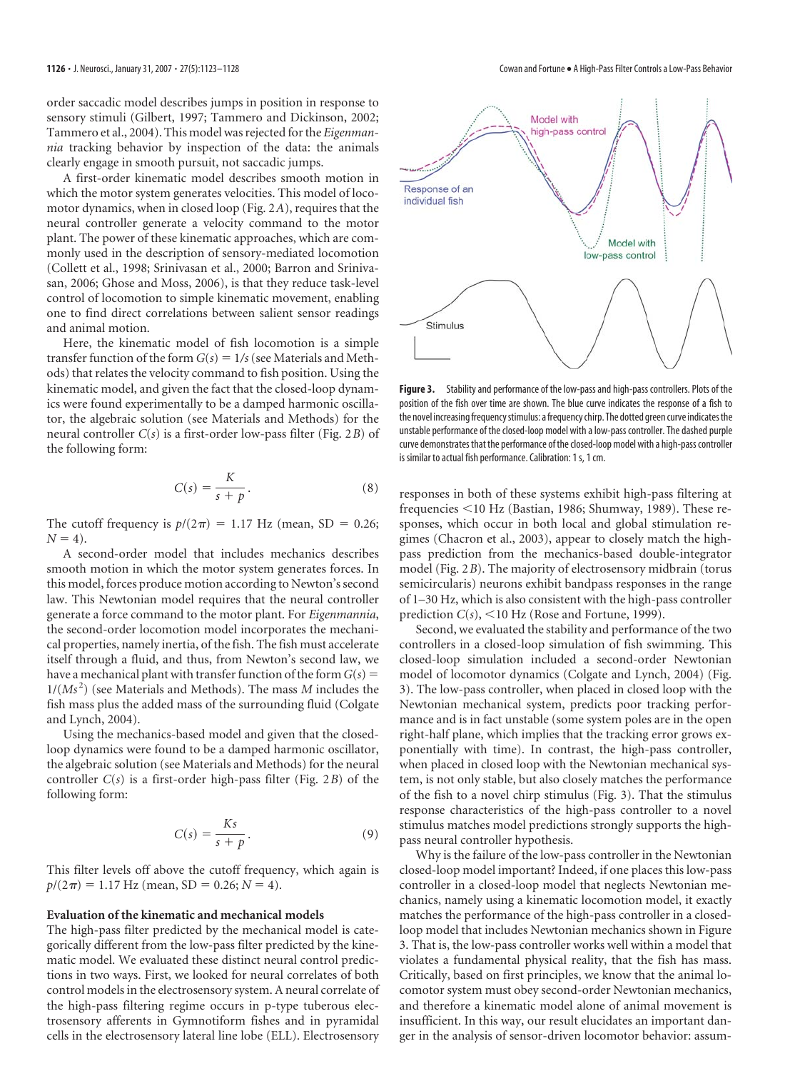order saccadic model describes jumps in position in response to sensory stimuli (Gilbert, 1997; Tammero and Dickinson, 2002; Tammero et al., 2004). This model was rejected for the *Eigenmannia* tracking behavior by inspection of the data: the animals clearly engage in smooth pursuit, not saccadic jumps.

A first-order kinematic model describes smooth motion in which the motor system generates velocities. This model of locomotor dynamics, when in closed loop (Fig. 2*A*), requires that the neural controller generate a velocity command to the motor plant. The power of these kinematic approaches, which are commonly used in the description of sensory-mediated locomotion (Collett et al., 1998; Srinivasan et al., 2000; Barron and Srinivasan, 2006; Ghose and Moss, 2006), is that they reduce task-level control of locomotion to simple kinematic movement, enabling one to find direct correlations between salient sensor readings and animal motion.

Here, the kinematic model of fish locomotion is a simple transfer function of the form $G(s) = 1/s$ (see Materials and Methods) that relates the velocity command to fish position. Using the kinematic model, and given the fact that the closed-loop dynamics were found experimentally to be a damped harmonic oscillator, the algebraic solution (see Materials and Methods) for the neural controller $C(s)$ is a first-order low-pass filter (Fig. 2*B*) of the following form:

$$C(s) = \frac{K}{s + p}. \tag{8}$$

The cutoff frequency is $p/(2\pi) = 1.17$ Hz (mean, SD = 0.26; $N = 4$).

A second-order model that includes mechanics describes smooth motion in which the motor system generates forces. In this model, forces produce motion according to Newton's second law. This Newtonian model requires that the neural controller generate a force command to the motor plant. For *Eigenmannia*, the second-order locomotion model incorporates the mechanical properties, namely inertia, of the fish. The fish must accelerate itself through a fluid, and thus, from Newton's second law, we have a mechanical plant with transfer function of the form $G(s) = 1/(Ms^2)$ (see Materials and Methods). The mass $M$ includes the fish mass plus the added mass of the surrounding fluid (Colgate and Lynch, 2004).

Using the mechanics-based model and given that the closed-loop dynamics were found to be a damped harmonic oscillator, the algebraic solution (see Materials and Methods) for the neural controller $C(s)$ is a first-order high-pass filter (Fig. 2*B*) of the following form:

$$C(s) = \frac{Ks}{s + p}. \tag{9}$$

This filter levels off above the cutoff frequency, which again is $p/(2\pi) = 1.17$ Hz (mean, SD = 0.26; $N = 4$).

### Evaluation of the kinematic and mechanical models

The high-pass filter predicted by the mechanical model is categorically different from the low-pass filter predicted by the kinematic model. We evaluated these distinct neural control predictions in two ways. First, we looked for neural correlates of both control models in the electrosensory system. A neural correlate of the high-pass filtering regime occurs in p-type tuberous electrosensory afferents in Gymnotiform fishes and in pyramidal cells in the electrosensory lateral line lobe (ELL). Electrosensory responses in both of these systems exhibit high-pass filtering at frequencies <10 Hz (Bastian, 1986; Shumway, 1989). These responses, which occur in both local and global stimulation regimes (Chacron et al., 2003), appear to closely match the high-pass prediction from the mechanics-based double-integrator model (Fig. 2*B*). The majority of electrosensory midbrain (torus semicircularis) neurons exhibit bandpass responses in the range of 1–30 Hz, which is also consistent with the high-pass controller prediction $C(s)$, <10 Hz (Rose and Fortune, 1999).

Second, we evaluated the stability and performance of the two controllers in a closed-loop simulation of fish swimming. This closed-loop simulation included a second-order Newtonian model of locomotor dynamics (Colgate and Lynch, 2004) (Fig. 3). The low-pass controller, when placed in closed loop with the Newtonian mechanical system, predicts poor tracking performance and is in fact unstable (some system poles are in the open right-half plane, which implies that the tracking error grows exponentially with time). In contrast, the high-pass controller, when placed in closed loop with the Newtonian mechanical system, is not only stable, but also closely matches the performance of the fish to a novel chirp stimulus (Fig. 3). That the stimulus response characteristics of the high-pass controller to a novel stimulus matches model predictions strongly supports the high-pass neural controller hypothesis.

Why is the failure of the low-pass controller in the Newtonian closed-loop model important? Indeed, if one places this low-pass controller in a closed-loop model that neglects Newtonian mechanics, namely using a kinematic locomotion model, it exactly matches the performance of the high-pass controller in a closed-loop model that includes Newtonian mechanics shown in Figure 3. That is, the low-pass controller works well within a model that violates a fundamental physical reality, that the fish has mass. Critically, based on first principles, we know that the animal locomotor system must obey second-order Newtonian mechanics, and therefore a kinematic model alone of animal movement is insufficient. In this way, our result elucidates an important danger in the analysis of sensor-driven locomotor behavior: assum-

**Figure 3.** Stability and performance of the low-pass and high-pass controllers. Plots of the position of the fish over time are shown. The blue curve indicates the response of a fish to the novel increasing frequency stimulus: a frequency chirp. The dotted green curve indicates the unstable performance of the closed-loop model with a low-pass controller. The dashed purple curve demonstrates that the performance of the closed-loop model with a high-pass controller is similar to actual fish performance. Calibration: 1 s, 1 cm.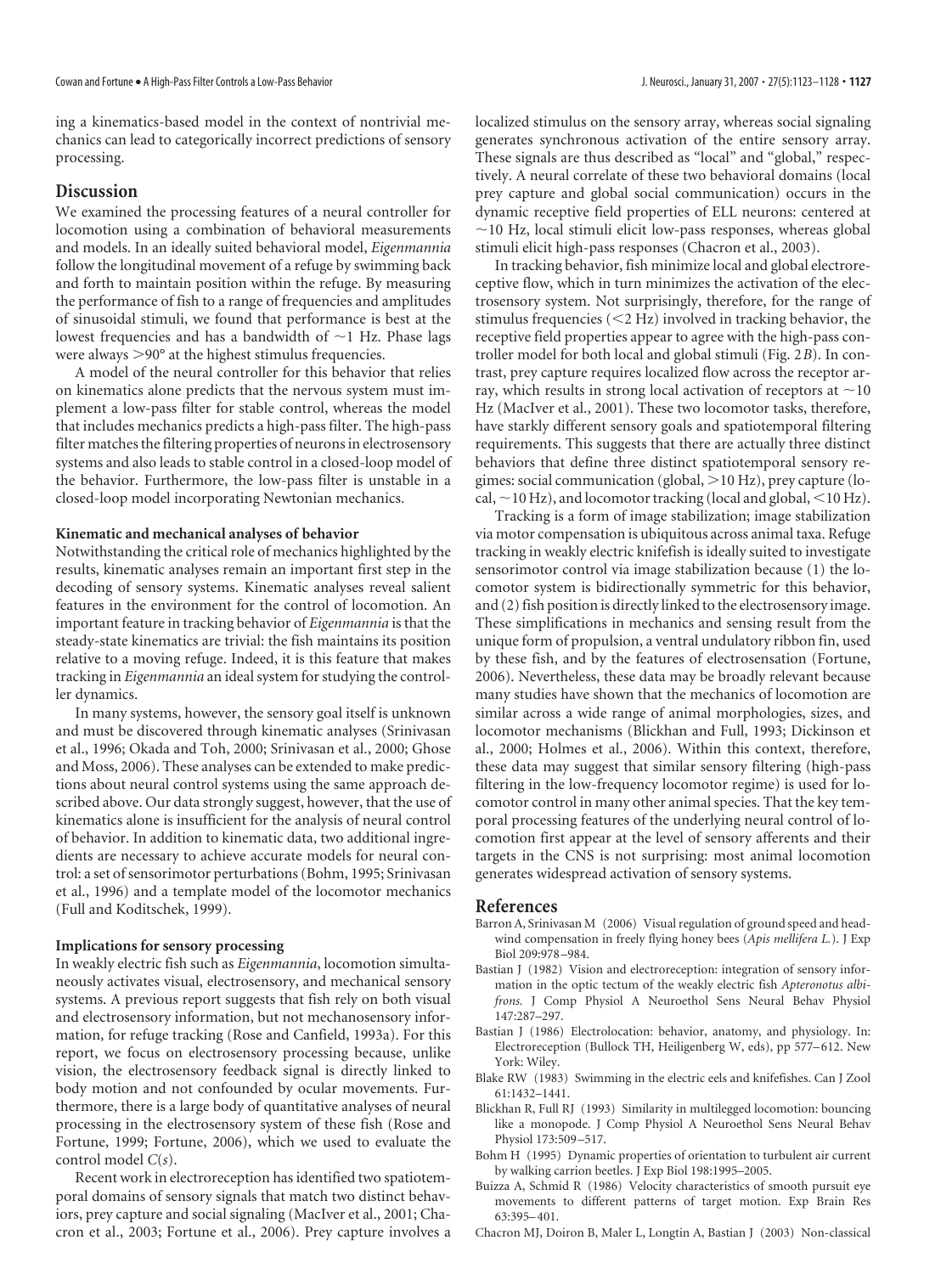ing a kinematics-based model in the context of nontrivial mechanics can lead to categorically incorrect predictions of sensory processing.

## Discussion

We examined the processing features of a neural controller for locomotion using a combination of behavioral measurements and models. In an ideally suited behavioral model, *Eigenmannia* follow the longitudinal movement of a refuge by swimming back and forth to maintain position within the refuge. By measuring the performance of fish to a range of frequencies and amplitudes of sinusoidal stimuli, we found that performance is best at the lowest frequencies and has a bandwidth of ~1 Hz. Phase lags were always >90° at the highest stimulus frequencies.

A model of the neural controller for this behavior that relies on kinematics alone predicts that the nervous system must implement a low-pass filter for stable control, whereas the model that includes mechanics predicts a high-pass filter. The high-pass filter matches the filtering properties of neurons in electrosensory systems and also leads to stable control in a closed-loop model of the behavior. Furthermore, the low-pass filter is unstable in a closed-loop model incorporating Newtonian mechanics.

### Kinematic and mechanical analyses of behavior

Notwithstanding the critical role of mechanics highlighted by the results, kinematic analyses remain an important first step in the decoding of sensory systems. Kinematic analyses reveal salient features in the environment for the control of locomotion. An important feature in tracking behavior of *Eigenmannia* is that the steady-state kinematics are trivial: the fish maintains its position relative to a moving refuge. Indeed, it is this feature that makes tracking in *Eigenmannia* an ideal system for studying the controller dynamics.

In many systems, however, the sensory goal itself is unknown and must be discovered through kinematic analyses (Srinivasan et al., 1996; Okada and Toh, 2000; Srinivasan et al., 2000; Ghose and Moss, 2006). These analyses can be extended to make predictions about neural control systems using the same approach described above. Our data strongly suggest, however, that the use of kinematics alone is insufficient for the analysis of neural control of behavior. In addition to kinematic data, two additional ingredients are necessary to achieve accurate models for neural control: a set of sensorimotor perturbations (Bohm, 1995; Srinivasan et al., 1996) and a template model of the locomotor mechanics (Full and Koditschek, 1999).

### Implications for sensory processing

In weakly electric fish such as *Eigenmannia*, locomotion simultaneously activates visual, electrosensory, and mechanical sensory systems. A previous report suggests that fish rely on both visual and electrosensory information, but not mechanosensory information, for refuge tracking (Rose and Canfield, 1993a). For this report, we focus on electrosensory processing because, unlike vision, the electrosensory feedback signal is directly linked to body motion and not confounded by ocular movements. Furthermore, there is a large body of quantitative analyses of neural processing in the electrosensory system of these fish (Rose and Fortune, 1999; Fortune, 2006), which we used to evaluate the control model $C(s)$.

Recent work in electroreception has identified two spatiotemporal domains of sensory signals that match two distinct behaviors, prey capture and social signaling (MacIver et al., 2001; Chacron et al., 2003; Fortune et al., 2006). Prey capture involves a localized stimulus on the sensory array, whereas social signaling generates synchronous activation of the entire sensory array. These signals are thus described as "local" and "global," respectively. A neural correlate of these two behavioral domains (local prey capture and global social communication) occurs in the dynamic receptive field properties of ELL neurons: centered at ~10 Hz, local stimuli elicit low-pass responses, whereas global stimuli elicit high-pass responses (Chacron et al., 2003).

In tracking behavior, fish minimize local and global electroreceptive flow, which in turn minimizes the activation of the electrosensory system. Not surprisingly, therefore, for the range of stimulus frequencies (<2 Hz) involved in tracking behavior, the receptive field properties appear to agree with the high-pass controller model for both local and global stimuli (Fig. 2*B*). In contrast, prey capture requires localized flow across the receptor array, which results in strong local activation of receptors at ~10 Hz (MacIver et al., 2001). These two locomotor tasks, therefore, have starkly different sensory goals and spatiotemporal filtering requirements. This suggests that there are actually three distinct behaviors that define three distinct spatiotemporal sensory regimes: social communication (global, >10 Hz), prey capture (local, ~10 Hz), and locomotor tracking (local and global, <10 Hz).

Tracking is a form of image stabilization; image stabilization via motor compensation is ubiquitous across animal taxa. Refuge tracking in weakly electric knifefish is ideally suited to investigate sensorimotor control via image stabilization because (1) the locomotor system is bidirectionally symmetric for this behavior, and (2) fish position is directly linked to the electrosensory image. These simplifications in mechanics and sensing result from the unique form of propulsion, a ventral undulatory ribbon fin, used by these fish, and by the features of electrosensation (Fortune, 2006). Nevertheless, these data may be broadly relevant because many studies have shown that the mechanics of locomotion are similar across a wide range of animal morphologies, sizes, and locomotor mechanisms (Blickhan and Full, 1993; Dickinson et al., 2000; Holmes et al., 2006). Within this context, therefore, these data may suggest that similar sensory filtering (high-pass filtering in the low-frequency locomotor regime) is used for locomotor control in many other animal species. That the key temporal processing features of the underlying neural control of locomotion first appear at the level of sensory afferents and their targets in the CNS is not surprising: most animal locomotion generates widespread activation of sensory systems.

## References

Barron A, Srinivasan M (2006) Visual regulation of ground speed and headwind compensation in freely flying honey bees (*Apis mellifera L.*). J Exp Biol 209:978–984.

Bastian J (1982) Vision and electroreception: integration of sensory information in the optic tectum of the weakly electric fish *Apteronotus albifrons*. J Comp Physiol A Neuroethol Sens Neural Behav Physiol 147:287–297.

Bastian J (1986) Electrolocation: behavior, anatomy, and physiology. In: Electroreception (Bullock TH, Heiligenberg W, eds), pp 577–612. New York: Wiley.

Blake RW (1983) Swimming in the electric eels and knifefishes. Can J Zool 61:1432–1441.

Blickhan R, Full RJ (1993) Similarity in multilegged locomotion: bouncing like a monopode. J Comp Physiol A Neuroethol Sens Neural Behav Physiol 173:509–517.

Bohm H (1995) Dynamic properties of orientation to turbulent air current by walking carrion beetles. J Exp Biol 198:1995–2005.

Buizza A, Schmid R (1986) Velocity characteristics of smooth pursuit eye movements to different patterns of target motion. Exp Brain Res 63:395–401.

Chacron MJ, Doiron B, Maler L, Longtin A, Bastian J (2003) Non-classical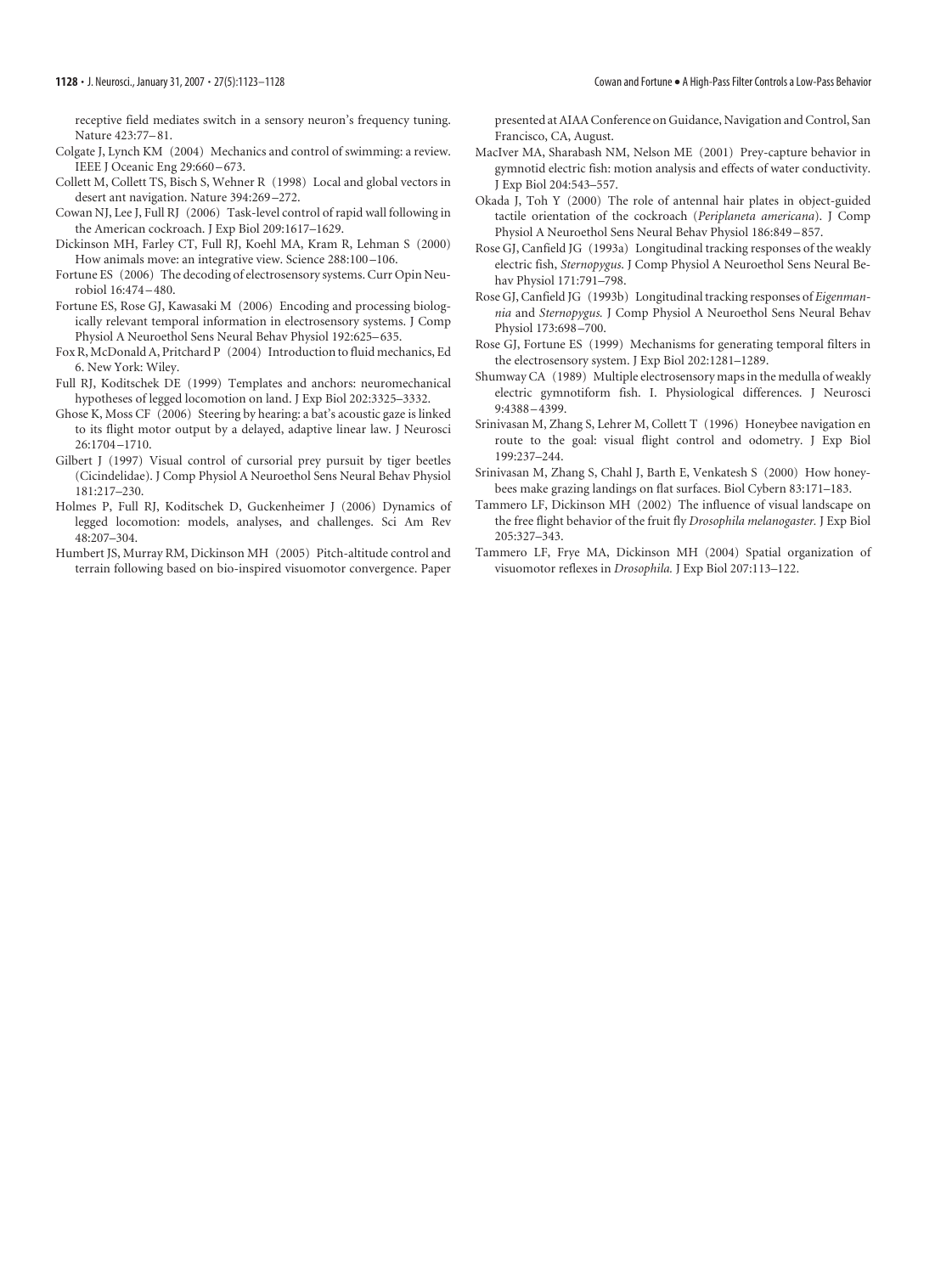receptive field mediates switch in a sensory neuron's frequency tuning. Nature 423:77–81.

Colgate J, Lynch KM (2004) Mechanics and control of swimming: a review. IEEE J Oceanic Eng 29:660–673.

Collett M, Collett TS, Bisch S, Wehner R (1998) Local and global vectors in desert ant navigation. Nature 394:269–272.

Cowan NJ, Lee J, Full RJ (2006) Task-level control of rapid wall following in the American cockroach. J Exp Biol 209:1617–1629.

Dickinson MH, Farley CT, Full RJ, Koehl MA, Kram R, Lehman S (2000) How animals move: an integrative view. Science 288:100–106.

Fortune ES (2006) The decoding of electrosensory systems. Curr Opin Neurobiol 16:474–480.

Fortune ES, Rose GJ, Kawasaki M (2006) Encoding and processing biologically relevant temporal information in electrosensory systems. J Comp Physiol A Neuroethol Sens Neural Behav Physiol 192:625–635.

Fox R, McDonald A, Pritchard P (2004) Introduction to fluid mechanics, Ed 6. New York: Wiley.

Full RJ, Koditschek DE (1999) Templates and anchors: neuromechanical hypotheses of legged locomotion on land. J Exp Biol 202:3325–3332.

Ghose K, Moss CF (2006) Steering by hearing: a bat's acoustic gaze is linked to its flight motor output by a delayed, adaptive linear law. J Neurosci 26:1704–1710.

Gilbert J (1997) Visual control of cursorial prey pursuit by tiger beetles (Cicindelidae). J Comp Physiol A Neuroethol Sens Neural Behav Physiol 181:217–230.

Holmes P, Full RJ, Koditschek D, Guckenheimer J (2006) Dynamics of legged locomotion: models, analyses, and challenges. Sci Am Rev 48:207–304.

Humbert JS, Murray RM, Dickinson MH (2005) Pitch-altitude control and terrain following based on bio-inspired visuomotor convergence. Paper presented at AIAA Conference on Guidance, Navigation and Control, San Francisco, CA, August.

MacIver MA, Sharabash NM, Nelson ME (2001) Prey-capture behavior in gymnotid electric fish: motion analysis and effects of water conductivity. J Exp Biol 204:543–557.

Okada J, Toh Y (2000) The role of antennal hair plates in object-guided tactile orientation of the cockroach (*Periplaneta americana*). J Comp Physiol A Neuroethol Sens Neural Behav Physiol 186:849–857.

Rose GJ, Canfield JG (1993a) Longitudinal tracking responses of the weakly electric fish, *Sternopygus*. J Comp Physiol A Neuroethol Sens Neural Behav Physiol 171:791–798.

Rose GJ, Canfield JG (1993b) Longitudinal tracking responses of *Eigenmannia* and *Sternopygus*. J Comp Physiol A Neuroethol Sens Neural Behav Physiol 173:698–700.

Rose GJ, Fortune ES (1999) Mechanisms for generating temporal filters in the electrosensory system. J Exp Biol 202:1281–1289.

Shumway CA (1989) Multiple electrosensory maps in the medulla of weakly electric gymnotiform fish. I. Physiological differences. J Neurosci 9:4388–4399.

Srinivasan M, Zhang S, Lehrer M, Collett T (1996) Honeybee navigation en route to the goal: visual flight control and odometry. J Exp Biol 199:237–244.

Srinivasan M, Zhang S, Chahl J, Barth E, Venkatesh S (2000) How honeybees make grazing landings on flat surfaces. Biol Cybern 83:171–183.

Tammero LF, Dickinson MH (2002) The influence of visual landscape on the free flight behavior of the fruit fly *Drosophila melanogaster*. J Exp Biol 205:327–343.

Tammero LF, Frye MA, Dickinson MH (2004) Spatial organization of visuomotor reflexes in *Drosophila*. J Exp Biol 207:113–122.